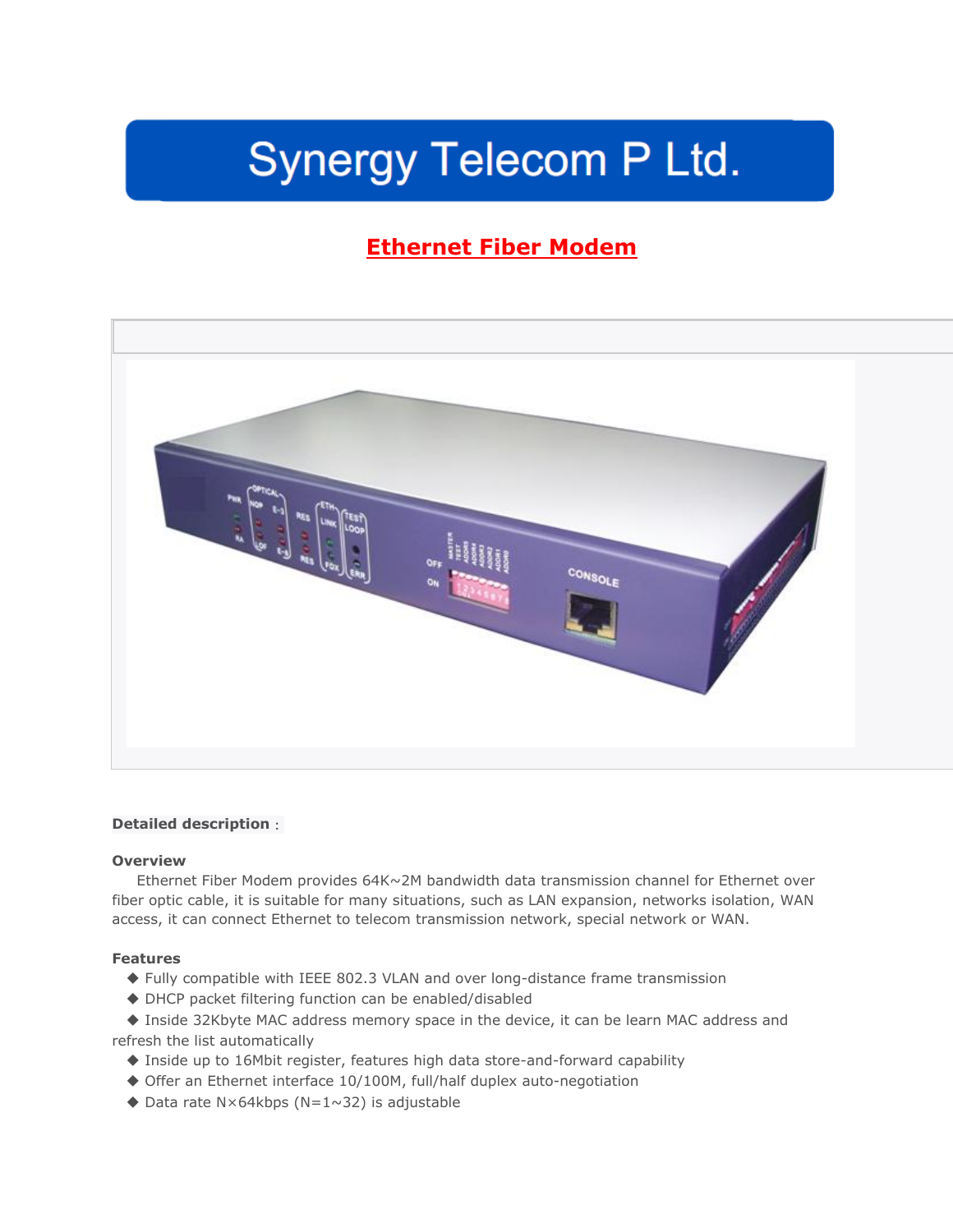# Synergy Telecom P Ltd.

## Ethernet Fiber Modem

**Detailed description：**

**Overview**

Ethernet Fiber Modem provides 64K~2M bandwidth data transmission channel for Ethernet over fiber optic cable, it is suitable for many situations, such as LAN expansion, networks isolation, WAN access, it can connect Ethernet to telecom transmission network, special network or WAN.

**Features**

- ◆ Fully compatible with IEEE 802.3 VLAN and over long-distance frame transmission
- ◆ DHCP packet filtering function can be enabled/disabled
- ◆ Inside 32Kbyte MAC address memory space in the device, it can be learn MAC address and refresh the list automatically
- ◆ Inside up to 16Mbit register, features high data store-and-forward capability
- ◆ Offer an Ethernet interface 10/100M, full/half duplex auto-negotiation
- ◆ Data rate N×64kbps (N=1~32) is adjustable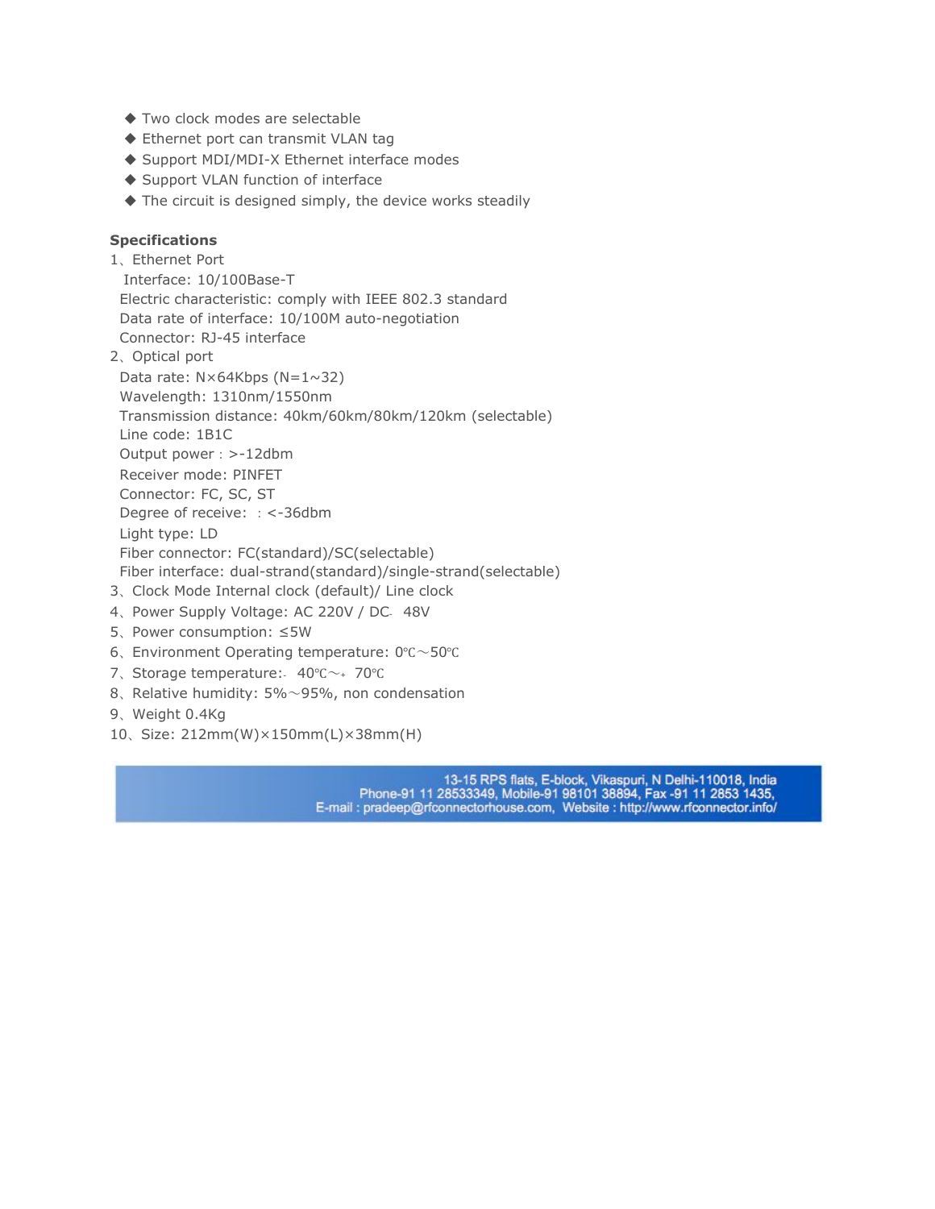◆ Two clock modes are selectable
◆ Ethernet port can transmit VLAN tag
◆ Support MDI/MDI-X Ethernet interface modes
◆ Support VLAN function of interface
◆ The circuit is designed simply, the device works steadily

**Specifications**

1、Ethernet Port
  Interface: 10/100Base-T
  Electric characteristic: comply with IEEE 802.3 standard
  Data rate of interface: 10/100M auto-negotiation
  Connector: RJ-45 interface
2、Optical port
  Data rate: N×64Kbps (N=1~32)
  Wavelength: 1310nm/1550nm
  Transmission distance: 40km/60km/80km/120km (selectable)
  Line code: 1B1C
  Output power：>-12dbm
  Receiver mode: PINFET
  Connector: FC, SC, ST
  Degree of receive: ：<-36dbm
  Light type: LD
  Fiber connector: FC(standard)/SC(selectable)
  Fiber interface: dual-strand(standard)/single-strand(selectable)
3、Clock Mode Internal clock (default)/ Line clock
4、Power Supply Voltage: AC 220V / DC- 48V
5、Power consumption: ≤5W
6、Environment Operating temperature: 0℃～50℃
7、Storage temperature:- 40℃～+ 70℃
8、Relative humidity: 5%～95%, non condensation
9、Weight 0.4Kg
10、Size: 212mm(W)×150mm(L)×38mm(H)

13-15 RPS flats, E-block, Vikaspuri, N Delhi-110018, India
Phone-91 11 28533349, Mobile-91 98101 38894, Fax -91 11 2853 1435,
E-mail : pradeep@rfconnectorhouse.com, Website : http://www.rfconnector.info/